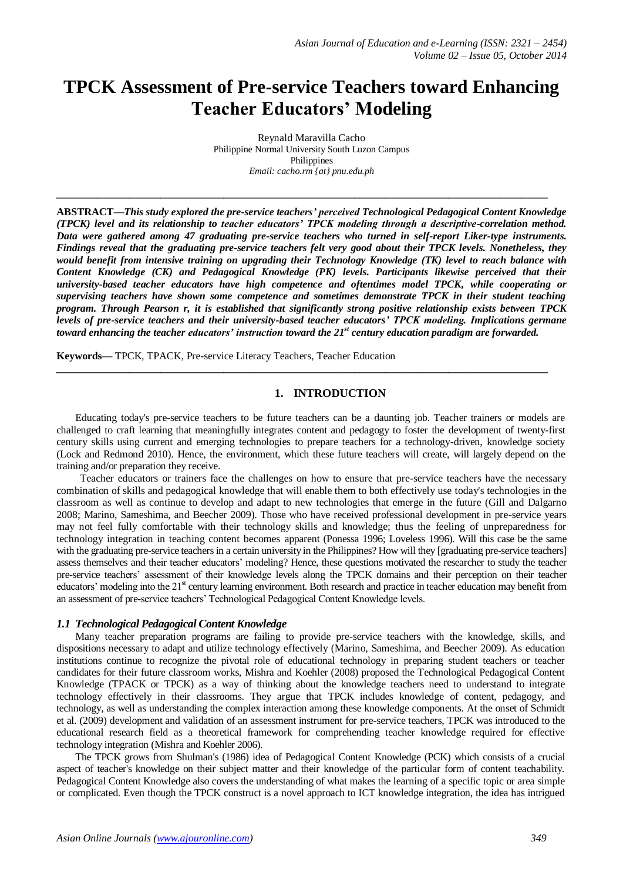# TPCK Assessment of Pre-service Teachers toward Enhancing Teacher Educators' Modeling

Reynald Maravilla Cacho
Philippine Normal University South Luzon Campus
Philippines
*Email: cacho.rm {at} pnu.edu.ph*

---

**ABSTRACT—*This study explored the pre-service teachers' perceived Technological Pedagogical Content Knowledge (TPCK) level and its relationship to teacher educators' TPCK modeling through a descriptive-correlation method. Data were gathered among 47 graduating pre-service teachers who turned in self-report Liker-type instruments. Findings reveal that the graduating pre-service teachers felt very good about their TPCK levels. Nonetheless, they would benefit from intensive training on upgrading their Technology Knowledge (TK) level to reach balance with Content Knowledge (CK) and Pedagogical Knowledge (PK) levels. Participants likewise perceived that their university-based teacher educators have high competence and oftentimes model TPCK, while cooperating or supervising teachers have shown some competence and sometimes demonstrate TPCK in their student teaching program. Through Pearson r, it is established that significantly strong positive relationship exists between TPCK levels of pre-service teachers and their university-based teacher educators' TPCK modeling. Implications germane toward enhancing the teacher educators' instruction toward the 21st century education paradigm are forwarded.***

**Keywords—** TPCK, TPACK, Pre-service Literacy Teachers, Teacher Education

---

## 1. INTRODUCTION

Educating today's pre-service teachers to be future teachers can be a daunting job. Teacher trainers or models are challenged to craft learning that meaningfully integrates content and pedagogy to foster the development of twenty-first century skills using current and emerging technologies to prepare teachers for a technology-driven, knowledge society (Lock and Redmond 2010). Hence, the environment, which these future teachers will create, will largely depend on the training and/or preparation they receive.

Teacher educators or trainers face the challenges on how to ensure that pre-service teachers have the necessary combination of skills and pedagogical knowledge that will enable them to both effectively use today's technologies in the classroom as well as continue to develop and adapt to new technologies that emerge in the future (Gill and Dalgarno 2008; Marino, Sameshima, and Beecher 2009). Those who have received professional development in pre-service years may not feel fully comfortable with their technology skills and knowledge; thus the feeling of unpreparedness for technology integration in teaching content becomes apparent (Ponessa 1996; Loveless 1996). Will this case be the same with the graduating pre-service teachers in a certain university in the Philippines? How will they [graduating pre-service teachers] assess themselves and their teacher educators' modeling? Hence, these questions motivated the researcher to study the teacher pre-service teachers' assessment of their knowledge levels along the TPCK domains and their perception on their teacher educators' modeling into the 21st century learning environment. Both research and practice in teacher education may benefit from an assessment of pre-service teachers' Technological Pedagogical Content Knowledge levels.

### *1.1 Technological Pedagogical Content Knowledge*

Many teacher preparation programs are failing to provide pre-service teachers with the knowledge, skills, and dispositions necessary to adapt and utilize technology effectively (Marino, Sameshima, and Beecher 2009). As education institutions continue to recognize the pivotal role of educational technology in preparing student teachers or teacher candidates for their future classroom works, Mishra and Koehler (2008) proposed the Technological Pedagogical Content Knowledge (TPACK or TPCK) as a way of thinking about the knowledge teachers need to understand to integrate technology effectively in their classrooms. They argue that TPCK includes knowledge of content, pedagogy, and technology, as well as understanding the complex interaction among these knowledge components. At the onset of Schmidt et al. (2009) development and validation of an assessment instrument for pre-service teachers, TPCK was introduced to the educational research field as a theoretical framework for comprehending teacher knowledge required for effective technology integration (Mishra and Koehler 2006).

The TPCK grows from Shulman's (1986) idea of Pedagogical Content Knowledge (PCK) which consists of a crucial aspect of teacher's knowledge on their subject matter and their knowledge of the particular form of content teachability. Pedagogical Content Knowledge also covers the understanding of what makes the learning of a specific topic or area simple or complicated. Even though the TPCK construct is a novel approach to ICT knowledge integration, the idea has intrigued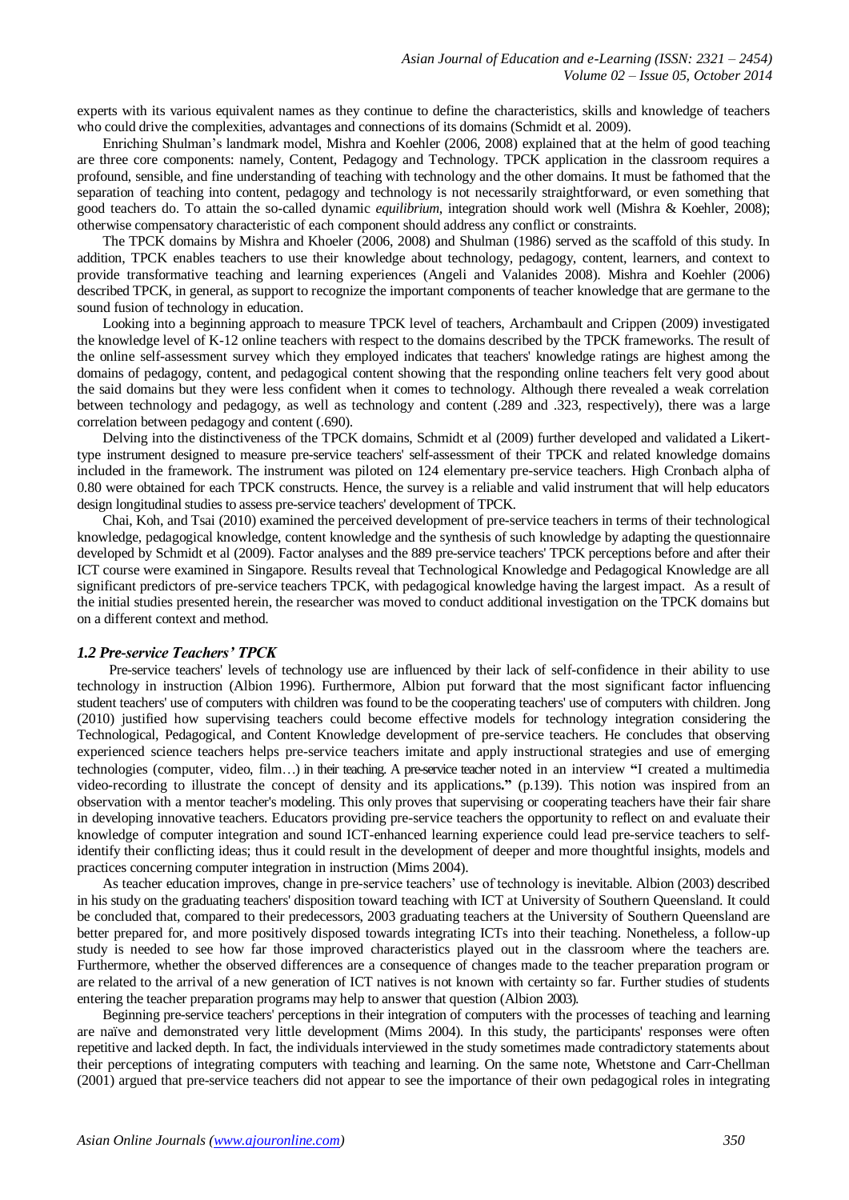experts with its various equivalent names as they continue to define the characteristics, skills and knowledge of teachers who could drive the complexities, advantages and connections of its domains (Schmidt et al. 2009).

Enriching Shulman's landmark model, Mishra and Koehler (2006, 2008) explained that at the helm of good teaching are three core components: namely, Content, Pedagogy and Technology. TPCK application in the classroom requires a profound, sensible, and fine understanding of teaching with technology and the other domains. It must be fathomed that the separation of teaching into content, pedagogy and technology is not necessarily straightforward, or even something that good teachers do. To attain the so-called dynamic *equilibrium*, integration should work well (Mishra & Koehler, 2008); otherwise compensatory characteristic of each component should address any conflict or constraints.

The TPCK domains by Mishra and Khoeler (2006, 2008) and Shulman (1986) served as the scaffold of this study. In addition, TPCK enables teachers to use their knowledge about technology, pedagogy, content, learners, and context to provide transformative teaching and learning experiences (Angeli and Valanides 2008). Mishra and Koehler (2006) described TPCK, in general, as support to recognize the important components of teacher knowledge that are germane to the sound fusion of technology in education.

Looking into a beginning approach to measure TPCK level of teachers, Archambault and Crippen (2009) investigated the knowledge level of K-12 online teachers with respect to the domains described by the TPCK frameworks. The result of the online self-assessment survey which they employed indicates that teachers' knowledge ratings are highest among the domains of pedagogy, content, and pedagogical content showing that the responding online teachers felt very good about the said domains but they were less confident when it comes to technology. Although there revealed a weak correlation between technology and pedagogy, as well as technology and content (.289 and .323, respectively), there was a large correlation between pedagogy and content (.690).

Delving into the distinctiveness of the TPCK domains, Schmidt et al (2009) further developed and validated a Likert-type instrument designed to measure pre-service teachers' self-assessment of their TPCK and related knowledge domains included in the framework. The instrument was piloted on 124 elementary pre-service teachers. High Cronbach alpha of 0.80 were obtained for each TPCK constructs. Hence, the survey is a reliable and valid instrument that will help educators design longitudinal studies to assess pre-service teachers' development of TPCK.

Chai, Koh, and Tsai (2010) examined the perceived development of pre-service teachers in terms of their technological knowledge, pedagogical knowledge, content knowledge and the synthesis of such knowledge by adapting the questionnaire developed by Schmidt et al (2009). Factor analyses and the 889 pre-service teachers' TPCK perceptions before and after their ICT course were examined in Singapore. Results reveal that Technological Knowledge and Pedagogical Knowledge are all significant predictors of pre-service teachers TPCK, with pedagogical knowledge having the largest impact. As a result of the initial studies presented herein, the researcher was moved to conduct additional investigation on the TPCK domains but on a different context and method.

### *1.2 Pre-service Teachers' TPCK*

Pre-service teachers' levels of technology use are influenced by their lack of self-confidence in their ability to use technology in instruction (Albion 1996). Furthermore, Albion put forward that the most significant factor influencing student teachers' use of computers with children was found to be the cooperating teachers' use of computers with children. Jong (2010) justified how supervising teachers could become effective models for technology integration considering the Technological, Pedagogical, and Content Knowledge development of pre-service teachers. He concludes that observing experienced science teachers helps pre-service teachers imitate and apply instructional strategies and use of emerging technologies (computer, video, film…) in their teaching. A pre-service teacher noted in an interview **"**I created a multimedia video-recording to illustrate the concept of density and its applications**."** (p.139). This notion was inspired from an observation with a mentor teacher's modeling. This only proves that supervising or cooperating teachers have their fair share in developing innovative teachers. Educators providing pre-service teachers the opportunity to reflect on and evaluate their knowledge of computer integration and sound ICT-enhanced learning experience could lead pre-service teachers to self-identify their conflicting ideas; thus it could result in the development of deeper and more thoughtful insights, models and practices concerning computer integration in instruction (Mims 2004).

As teacher education improves, change in pre-service teachers' use of technology is inevitable. Albion (2003) described in his study on the graduating teachers' disposition toward teaching with ICT at University of Southern Queensland. It could be concluded that, compared to their predecessors, 2003 graduating teachers at the University of Southern Queensland are better prepared for, and more positively disposed towards integrating ICTs into their teaching. Nonetheless, a follow-up study is needed to see how far those improved characteristics played out in the classroom where the teachers are. Furthermore, whether the observed differences are a consequence of changes made to the teacher preparation program or are related to the arrival of a new generation of ICT natives is not known with certainty so far. Further studies of students entering the teacher preparation programs may help to answer that question (Albion 2003).

Beginning pre-service teachers' perceptions in their integration of computers with the processes of teaching and learning are naïve and demonstrated very little development (Mims 2004). In this study, the participants' responses were often repetitive and lacked depth. In fact, the individuals interviewed in the study sometimes made contradictory statements about their perceptions of integrating computers with teaching and learning. On the same note, Whetstone and Carr-Chellman (2001) argued that pre-service teachers did not appear to see the importance of their own pedagogical roles in integrating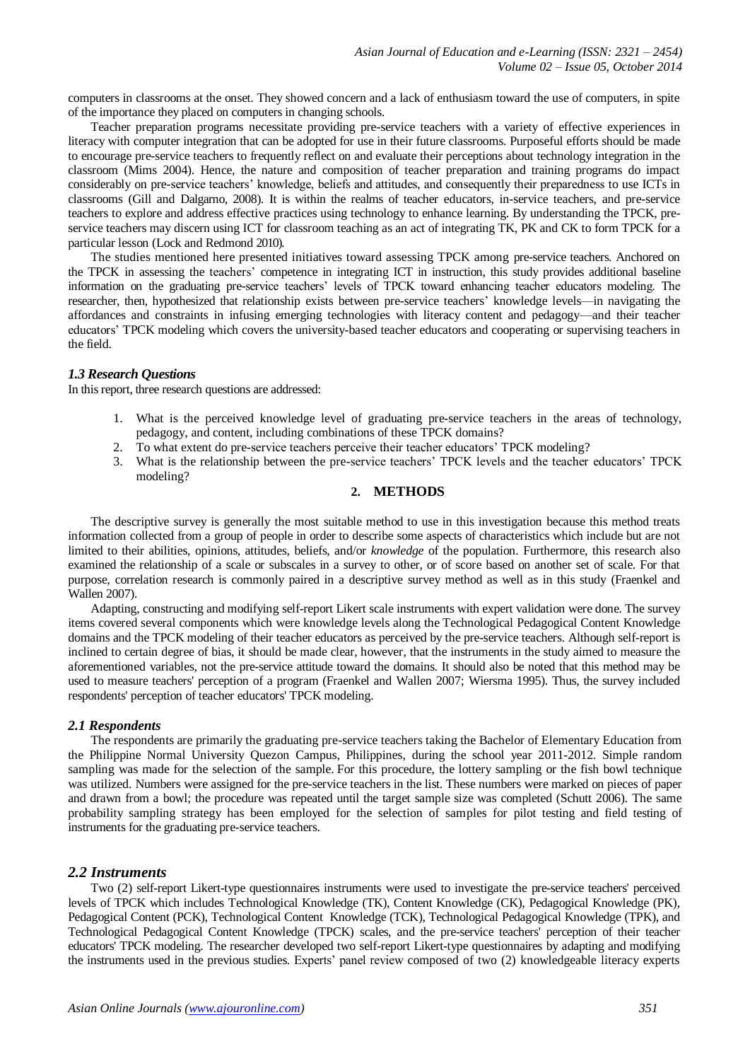computers in classrooms at the onset. They showed concern and a lack of enthusiasm toward the use of computers, in spite of the importance they placed on computers in changing schools.

Teacher preparation programs necessitate providing pre-service teachers with a variety of effective experiences in literacy with computer integration that can be adopted for use in their future classrooms. Purposeful efforts should be made to encourage pre-service teachers to frequently reflect on and evaluate their perceptions about technology integration in the classroom (Mims 2004). Hence, the nature and composition of teacher preparation and training programs do impact considerably on pre-service teachers' knowledge, beliefs and attitudes, and consequently their preparedness to use ICTs in classrooms (Gill and Dalgarno, 2008). It is within the realms of teacher educators, in-service teachers, and pre-service teachers to explore and address effective practices using technology to enhance learning. By understanding the TPCK, pre-service teachers may discern using ICT for classroom teaching as an act of integrating TK, PK and CK to form TPCK for a particular lesson (Lock and Redmond 2010).

The studies mentioned here presented initiatives toward assessing TPCK among pre-service teachers. Anchored on the TPCK in assessing the teachers' competence in integrating ICT in instruction, this study provides additional baseline information on the graduating pre-service teachers' levels of TPCK toward enhancing teacher educators modeling. The researcher, then, hypothesized that relationship exists between pre-service teachers' knowledge levels—in navigating the affordances and constraints in infusing emerging technologies with literacy content and pedagogy—and their teacher educators' TPCK modeling which covers the university-based teacher educators and cooperating or supervising teachers in the field.

### *1.3 Research Questions*

In this report, three research questions are addressed:

1. What is the perceived knowledge level of graduating pre-service teachers in the areas of technology, pedagogy, and content, including combinations of these TPCK domains?
2. To what extent do pre-service teachers perceive their teacher educators' TPCK modeling?
3. What is the relationship between the pre-service teachers' TPCK levels and the teacher educators' TPCK modeling?

## 2. METHODS

The descriptive survey is generally the most suitable method to use in this investigation because this method treats information collected from a group of people in order to describe some aspects of characteristics which include but are not limited to their abilities, opinions, attitudes, beliefs, and/or *knowledge* of the population. Furthermore, this research also examined the relationship of a scale or subscales in a survey to other, or of score based on another set of scale. For that purpose, correlation research is commonly paired in a descriptive survey method as well as in this study (Fraenkel and Wallen 2007).

Adapting, constructing and modifying self-report Likert scale instruments with expert validation were done. The survey items covered several components which were knowledge levels along the Technological Pedagogical Content Knowledge domains and the TPCK modeling of their teacher educators as perceived by the pre-service teachers. Although self-report is inclined to certain degree of bias, it should be made clear, however, that the instruments in the study aimed to measure the aforementioned variables, not the pre-service attitude toward the domains. It should also be noted that this method may be used to measure teachers' perception of a program (Fraenkel and Wallen 2007; Wiersma 1995). Thus, the survey included respondents' perception of teacher educators' TPCK modeling.

### *2.1 Respondents*

The respondents are primarily the graduating pre-service teachers taking the Bachelor of Elementary Education from the Philippine Normal University Quezon Campus, Philippines, during the school year 2011-2012. Simple random sampling was made for the selection of the sample. For this procedure, the lottery sampling or the fish bowl technique was utilized. Numbers were assigned for the pre-service teachers in the list. These numbers were marked on pieces of paper and drawn from a bowl; the procedure was repeated until the target sample size was completed (Schutt 2006). The same probability sampling strategy has been employed for the selection of samples for pilot testing and field testing of instruments for the graduating pre-service teachers.

### *2.2 Instruments*

Two (2) self-report Likert-type questionnaires instruments were used to investigate the pre-service teachers' perceived levels of TPCK which includes Technological Knowledge (TK), Content Knowledge (CK), Pedagogical Knowledge (PK), Pedagogical Content (PCK), Technological Content Knowledge (TCK), Technological Pedagogical Knowledge (TPK), and Technological Pedagogical Content Knowledge (TPCK) scales, and the pre-service teachers' perception of their teacher educators' TPCK modeling. The researcher developed two self-report Likert-type questionnaires by adapting and modifying the instruments used in the previous studies. Experts' panel review composed of two (2) knowledgeable literacy experts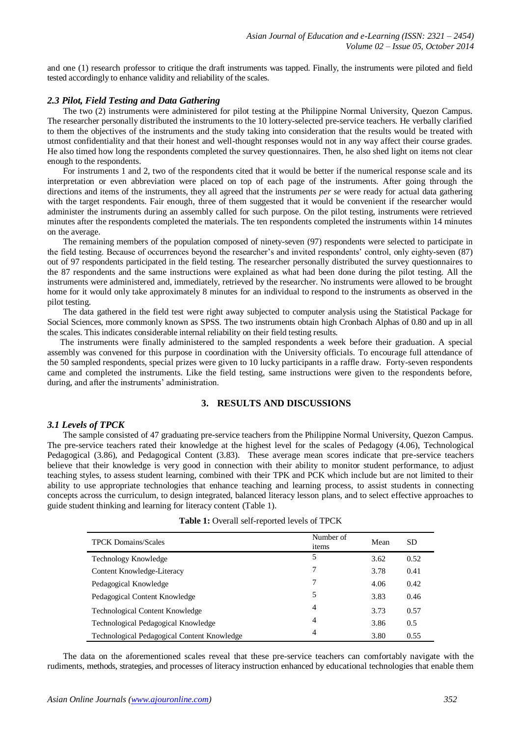and one (1) research professor to critique the draft instruments was tapped. Finally, the instruments were piloted and field tested accordingly to enhance validity and reliability of the scales.

### *2.3 Pilot, Field Testing and Data Gathering*

The two (2) instruments were administered for pilot testing at the Philippine Normal University, Quezon Campus. The researcher personally distributed the instruments to the 10 lottery-selected pre-service teachers. He verbally clarified to them the objectives of the instruments and the study taking into consideration that the results would be treated with utmost confidentiality and that their honest and well-thought responses would not in any way affect their course grades. He also timed how long the respondents completed the survey questionnaires. Then, he also shed light on items not clear enough to the respondents.

For instruments 1 and 2, two of the respondents cited that it would be better if the numerical response scale and its interpretation or even abbreviation were placed on top of each page of the instruments. After going through the directions and items of the instruments, they all agreed that the instruments *per se* were ready for actual data gathering with the target respondents. Fair enough, three of them suggested that it would be convenient if the researcher would administer the instruments during an assembly called for such purpose. On the pilot testing, instruments were retrieved minutes after the respondents completed the materials. The ten respondents completed the instruments within 14 minutes on the average.

The remaining members of the population composed of ninety-seven (97) respondents were selected to participate in the field testing. Because of occurrences beyond the researcher's and invited respondents' control, only eighty-seven (87) out of 97 respondents participated in the field testing. The researcher personally distributed the survey questionnaires to the 87 respondents and the same instructions were explained as what had been done during the pilot testing. All the instruments were administered and, immediately, retrieved by the researcher. No instruments were allowed to be brought home for it would only take approximately 8 minutes for an individual to respond to the instruments as observed in the pilot testing.

The data gathered in the field test were right away subjected to computer analysis using the Statistical Package for Social Sciences, more commonly known as SPSS. The two instruments obtain high Cronbach Alphas of 0.80 and up in all the scales. This indicates considerable internal reliability on their field testing results.

The instruments were finally administered to the sampled respondents a week before their graduation. A special assembly was convened for this purpose in coordination with the University officials. To encourage full attendance of the 50 sampled respondents, special prizes were given to 10 lucky participants in a raffle draw. Forty-seven respondents came and completed the instruments. Like the field testing, same instructions were given to the respondents before, during, and after the instruments' administration.

## 3. RESULTS AND DISCUSSIONS

### *3.1 Levels of TPCK*

The sample consisted of 47 graduating pre-service teachers from the Philippine Normal University, Quezon Campus. The pre-service teachers rated their knowledge at the highest level for the scales of Pedagogy (4.06), Technological Pedagogical (3.86), and Pedagogical Content (3.83). These average mean scores indicate that pre-service teachers believe that their knowledge is very good in connection with their ability to monitor student performance, to adjust teaching styles, to assess student learning, combined with their TPK and PCK which include but are not limited to their ability to use appropriate technologies that enhance teaching and learning process, to assist students in connecting concepts across the curriculum, to design integrated, balanced literacy lesson plans, and to select effective approaches to guide student thinking and learning for literacy content (Table 1).

**Table 1:** Overall self-reported levels of TPCK

| TPCK Domains/Scales | Number of items | Mean | SD |
|---|---|---|---|
| Technology Knowledge | 5 | 3.62 | 0.52 |
| Content Knowledge-Literacy | 7 | 3.78 | 0.41 |
| Pedagogical Knowledge | 7 | 4.06 | 0.42 |
| Pedagogical Content Knowledge | 5 | 3.83 | 0.46 |
| Technological Content Knowledge | 4 | 3.73 | 0.57 |
| Technological Pedagogical Knowledge | 4 | 3.86 | 0.5 |
| Technological Pedagogical Content Knowledge | 4 | 3.80 | 0.55 |

The data on the aforementioned scales reveal that these pre-service teachers can comfortably navigate with the rudiments, methods, strategies, and processes of literacy instruction enhanced by educational technologies that enable them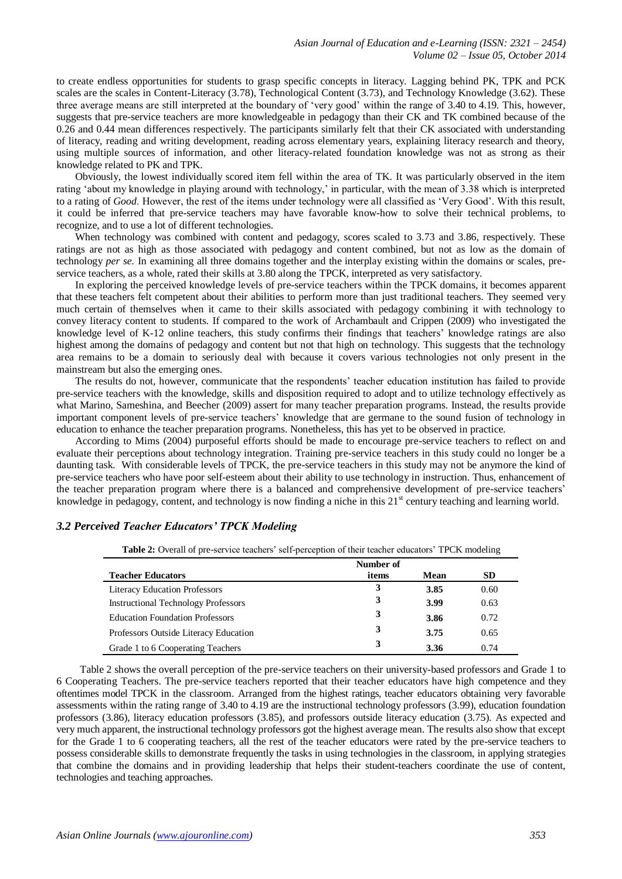to create endless opportunities for students to grasp specific concepts in literacy. Lagging behind PK, TPK and PCK scales are the scales in Content-Literacy (3.78), Technological Content (3.73), and Technology Knowledge (3.62). These three average means are still interpreted at the boundary of 'very good' within the range of 3.40 to 4.19. This, however, suggests that pre-service teachers are more knowledgeable in pedagogy than their CK and TK combined because of the 0.26 and 0.44 mean differences respectively. The participants similarly felt that their CK associated with understanding of literacy, reading and writing development, reading across elementary years, explaining literacy research and theory, using multiple sources of information, and other literacy-related foundation knowledge was not as strong as their knowledge related to PK and TPK.

Obviously, the lowest individually scored item fell within the area of TK. It was particularly observed in the item rating 'about my knowledge in playing around with technology,' in particular, with the mean of 3.38 which is interpreted to a rating of *Good*. However, the rest of the items under technology were all classified as 'Very Good'. With this result, it could be inferred that pre-service teachers may have favorable know-how to solve their technical problems, to recognize, and to use a lot of different technologies.

When technology was combined with content and pedagogy, scores scaled to 3.73 and 3.86, respectively. These ratings are not as high as those associated with pedagogy and content combined, but not as low as the domain of technology *per se*. In examining all three domains together and the interplay existing within the domains or scales, pre-service teachers, as a whole, rated their skills at 3.80 along the TPCK, interpreted as very satisfactory.

In exploring the perceived knowledge levels of pre-service teachers within the TPCK domains, it becomes apparent that these teachers felt competent about their abilities to perform more than just traditional teachers. They seemed very much certain of themselves when it came to their skills associated with pedagogy combining it with technology to convey literacy content to students. If compared to the work of Archambault and Crippen (2009) who investigated the knowledge level of K-12 online teachers, this study confirms their findings that teachers' knowledge ratings are also highest among the domains of pedagogy and content but not that high on technology. This suggests that the technology area remains to be a domain to seriously deal with because it covers various technologies not only present in the mainstream but also the emerging ones.

The results do not, however, communicate that the respondents' teacher education institution has failed to provide pre-service teachers with the knowledge, skills and disposition required to adopt and to utilize technology effectively as what Marino, Sameshina, and Beecher (2009) assert for many teacher preparation programs. Instead, the results provide important component levels of pre-service teachers' knowledge that are germane to the sound fusion of technology in education to enhance the teacher preparation programs. Nonetheless, this has yet to be observed in practice.

According to Mims (2004) purposeful efforts should be made to encourage pre-service teachers to reflect on and evaluate their perceptions about technology integration. Training pre-service teachers in this study could no longer be a daunting task. With considerable levels of TPCK, the pre-service teachers in this study may not be anymore the kind of pre-service teachers who have poor self-esteem about their ability to use technology in instruction. Thus, enhancement of the teacher preparation program where there is a balanced and comprehensive development of pre-service teachers' knowledge in pedagogy, content, and technology is now finding a niche in this 21st century teaching and learning world.

### *3.2 Perceived Teacher Educators' TPCK Modeling*

**Table 2:** Overall of pre-service teachers' self-perception of their teacher educators' TPCK modeling

| Teacher Educators | Number of items | Mean | SD |
|---|---|---|---|
| Literacy Education Professors | 3 | **3.85** | 0.60 |
| Instructional Technology Professors | 3 | **3.99** | 0.63 |
| Education Foundation Professors | 3 | **3.86** | 0.72 |
| Professors Outside Literacy Education | 3 | **3.75** | 0.65 |
| Grade 1 to 6 Cooperating Teachers | 3 | **3.36** | 0.74 |

Table 2 shows the overall perception of the pre-service teachers on their university-based professors and Grade 1 to 6 Cooperating Teachers. The pre-service teachers reported that their teacher educators have high competence and they oftentimes model TPCK in the classroom. Arranged from the highest ratings, teacher educators obtaining very favorable assessments within the rating range of 3.40 to 4.19 are the instructional technology professors (3.99), education foundation professors (3.86), literacy education professors (3.85), and professors outside literacy education (3.75). As expected and very much apparent, the instructional technology professors got the highest average mean. The results also show that except for the Grade 1 to 6 cooperating teachers, all the rest of the teacher educators were rated by the pre-service teachers to possess considerable skills to demonstrate frequently the tasks in using technologies in the classroom, in applying strategies that combine the domains and in providing leadership that helps their student-teachers coordinate the use of content, technologies and teaching approaches.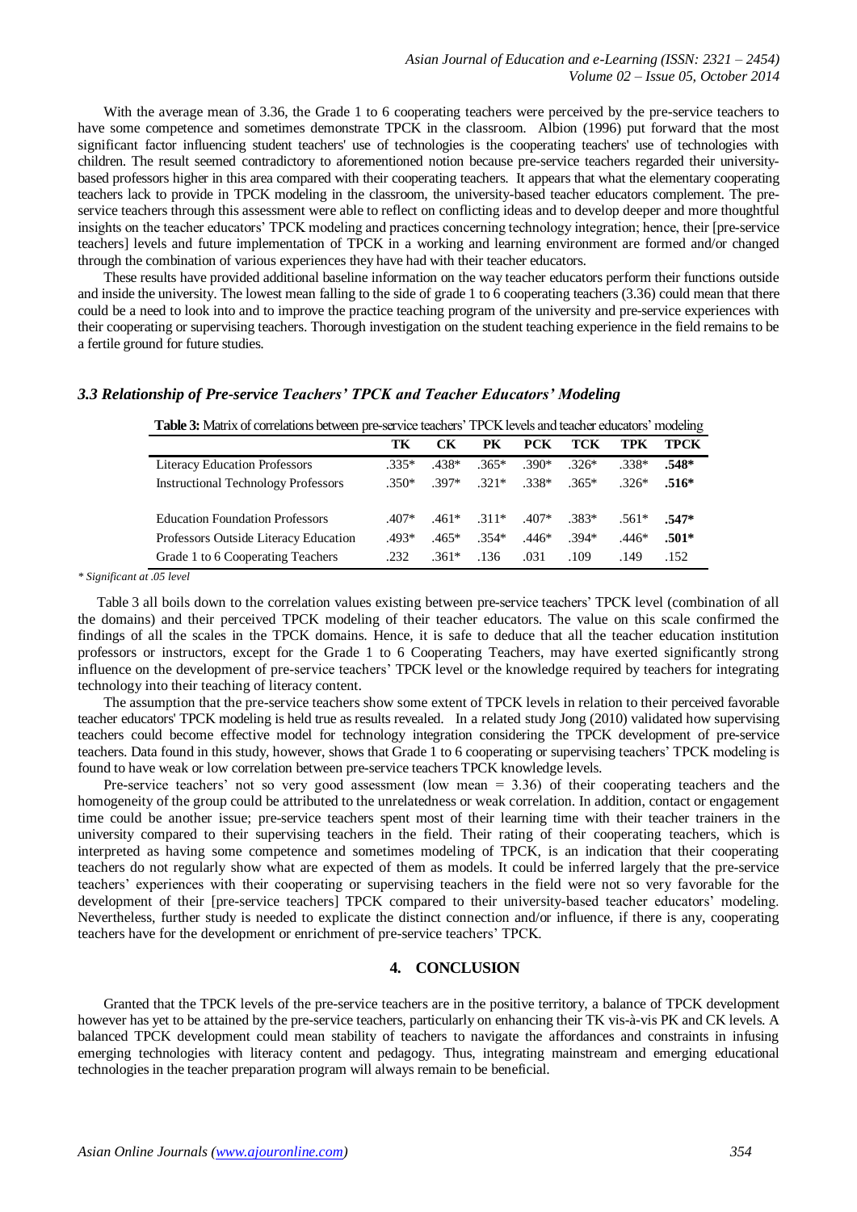With the average mean of 3.36, the Grade 1 to 6 cooperating teachers were perceived by the pre-service teachers to have some competence and sometimes demonstrate TPCK in the classroom. Albion (1996) put forward that the most significant factor influencing student teachers' use of technologies is the cooperating teachers' use of technologies with children. The result seemed contradictory to aforementioned notion because pre-service teachers regarded their university-based professors higher in this area compared with their cooperating teachers. It appears that what the elementary cooperating teachers lack to provide in TPCK modeling in the classroom, the university-based teacher educators complement. The pre-service teachers through this assessment were able to reflect on conflicting ideas and to develop deeper and more thoughtful insights on the teacher educators' TPCK modeling and practices concerning technology integration; hence, their [pre-service teachers] levels and future implementation of TPCK in a working and learning environment are formed and/or changed through the combination of various experiences they have had with their teacher educators.

These results have provided additional baseline information on the way teacher educators perform their functions outside and inside the university. The lowest mean falling to the side of grade 1 to 6 cooperating teachers (3.36) could mean that there could be a need to look into and to improve the practice teaching program of the university and pre-service experiences with their cooperating or supervising teachers. Thorough investigation on the student teaching experience in the field remains to be a fertile ground for future studies.

### *3.3 Relationship of Pre-service Teachers' TPCK and Teacher Educators' Modeling*

**Table 3:** Matrix of correlations between pre-service teachers' TPCK levels and teacher educators' modeling

| | TK | CK | PK | PCK | TCK | TPK | TPCK |
|---|---|---|---|---|---|---|---|
| Literacy Education Professors | .335* | .438* | .365* | .390* | .326* | .338* | **.548*** |
| Instructional Technology Professors | .350* | .397* | .321* | .338* | .365* | .326* | **.516*** |
| Education Foundation Professors | .407* | .461* | .311* | .407* | .383* | .561* | **.547*** |
| Professors Outside Literacy Education | .493* | .465* | .354* | .446* | .394* | .446* | **.501*** |
| Grade 1 to 6 Cooperating Teachers | .232 | .361* | .136 | .031 | .109 | .149 | .152 |

*\* Significant at .05 level*

Table 3 all boils down to the correlation values existing between pre-service teachers' TPCK level (combination of all the domains) and their perceived TPCK modeling of their teacher educators. The value on this scale confirmed the findings of all the scales in the TPCK domains. Hence, it is safe to deduce that all the teacher education institution professors or instructors, except for the Grade 1 to 6 Cooperating Teachers, may have exerted significantly strong influence on the development of pre-service teachers' TPCK level or the knowledge required by teachers for integrating technology into their teaching of literacy content.

The assumption that the pre-service teachers show some extent of TPCK levels in relation to their perceived favorable teacher educators' TPCK modeling is held true as results revealed. In a related study Jong (2010) validated how supervising teachers could become effective model for technology integration considering the TPCK development of pre-service teachers. Data found in this study, however, shows that Grade 1 to 6 cooperating or supervising teachers' TPCK modeling is found to have weak or low correlation between pre-service teachers TPCK knowledge levels.

Pre-service teachers' not so very good assessment (low mean = 3.36) of their cooperating teachers and the homogeneity of the group could be attributed to the unrelatedness or weak correlation. In addition, contact or engagement time could be another issue; pre-service teachers spent most of their learning time with their teacher trainers in the university compared to their supervising teachers in the field. Their rating of their cooperating teachers, which is interpreted as having some competence and sometimes modeling of TPCK, is an indication that their cooperating teachers do not regularly show what are expected of them as models. It could be inferred largely that the pre-service teachers' experiences with their cooperating or supervising teachers in the field were not so very favorable for the development of their [pre-service teachers] TPCK compared to their university-based teacher educators' modeling. Nevertheless, further study is needed to explicate the distinct connection and/or influence, if there is any, cooperating teachers have for the development or enrichment of pre-service teachers' TPCK.

## 4. CONCLUSION

Granted that the TPCK levels of the pre-service teachers are in the positive territory, a balance of TPCK development however has yet to be attained by the pre-service teachers, particularly on enhancing their TK vis-à-vis PK and CK levels. A balanced TPCK development could mean stability of teachers to navigate the affordances and constraints in infusing emerging technologies with literacy content and pedagogy. Thus, integrating mainstream and emerging educational technologies in the teacher preparation program will always remain to be beneficial.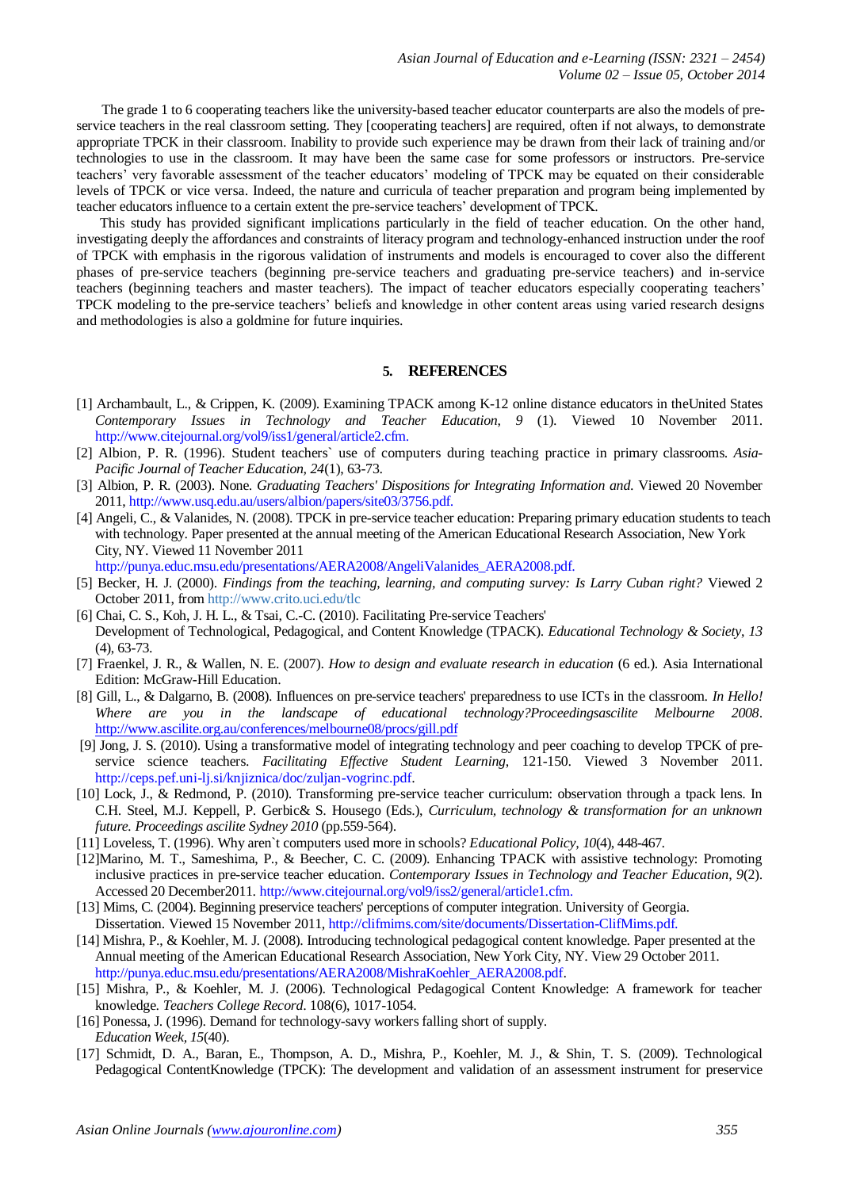The grade 1 to 6 cooperating teachers like the university-based teacher educator counterparts are also the models of pre-service teachers in the real classroom setting. They [cooperating teachers] are required, often if not always, to demonstrate appropriate TPCK in their classroom. Inability to provide such experience may be drawn from their lack of training and/or technologies to use in the classroom. It may have been the same case for some professors or instructors. Pre-service teachers' very favorable assessment of the teacher educators' modeling of TPCK may be equated on their considerable levels of TPCK or vice versa. Indeed, the nature and curricula of teacher preparation and program being implemented by teacher educators influence to a certain extent the pre-service teachers' development of TPCK.

This study has provided significant implications particularly in the field of teacher education. On the other hand, investigating deeply the affordances and constraints of literacy program and technology-enhanced instruction under the roof of TPCK with emphasis in the rigorous validation of instruments and models is encouraged to cover also the different phases of pre-service teachers (beginning pre-service teachers and graduating pre-service teachers) and in-service teachers (beginning teachers and master teachers). The impact of teacher educators especially cooperating teachers' TPCK modeling to the pre-service teachers' beliefs and knowledge in other content areas using varied research designs and methodologies is also a goldmine for future inquiries.

## 5. REFERENCES

[1] Archambault, L., & Crippen, K. (2009). Examining TPACK among K-12 online distance educators in theUnited States *Contemporary Issues in Technology and Teacher Education, 9* (1). Viewed 10 November 2011. http://www.citejournal.org/vol9/iss1/general/article2.cfm.

[2] Albion, P. R. (1996). Student teachers` use of computers during teaching practice in primary classrooms. *Asia-Pacific Journal of Teacher Education, 24*(1), 63-73.

[3] Albion, P. R. (2003). None. *Graduating Teachers' Dispositions for Integrating Information and.* Viewed 20 November 2011, http://www.usq.edu.au/users/albion/papers/site03/3756.pdf.

[4] Angeli, C., & Valanides, N. (2008). TPCK in pre-service teacher education: Preparing primary education students to teach with technology. Paper presented at the annual meeting of the American Educational Research Association, New York City, NY. Viewed 11 November 2011 http://punya.educ.msu.edu/presentations/AERA2008/AngeliValanides_AERA2008.pdf.

[5] Becker, H. J. (2000). *Findings from the teaching, learning, and computing survey: Is Larry Cuban right?* Viewed 2 October 2011, from http://www.crito.uci.edu/tlc

[6] Chai, C. S., Koh, J. H. L., & Tsai, C.-C. (2010). Facilitating Pre-service Teachers' Development of Technological, Pedagogical, and Content Knowledge (TPACK). *Educational Technology & Society*, *13* (4), 63-73.

[7] Fraenkel, J. R., & Wallen, N. E. (2007). *How to design and evaluate research in education* (6 ed.). Asia International Edition: McGraw-Hill Education.

[8] Gill, L., & Dalgarno, B. (2008). Influences on pre-service teachers' preparedness to use ICTs in the classroom. *In Hello! Where are you in the landscape of educational technology?Proceedingsascilite Melbourne 2008*. http://www.ascilite.org.au/conferences/melbourne08/procs/gill.pdf

[9] Jong, J. S. (2010). Using a transformative model of integrating technology and peer coaching to develop TPCK of pre-service science teachers. *Facilitating Effective Student Learning,* 121-150. Viewed 3 November 2011. http://ceps.pef.uni-lj.si/knjiznica/doc/zuljan-vogrinc.pdf.

[10] Lock, J., & Redmond, P. (2010). Transforming pre-service teacher curriculum: observation through a tpack lens. In C.H. Steel, M.J. Keppell, P. Gerbic& S. Housego (Eds.), *Curriculum, technology & transformation for an unknown future. Proceedings ascilite Sydney 2010* (pp.559-564).

[11] Loveless, T. (1996). Why aren`t computers used more in schools? *Educational Policy, 10*(4), 448-467.

[12]Marino, M. T., Sameshima, P., & Beecher, C. C. (2009). Enhancing TPACK with assistive technology: Promoting inclusive practices in pre-service teacher education. *Contemporary Issues in Technology and Teacher Education*, *9*(2). Accessed 20 December2011. http://www.citejournal.org/vol9/iss2/general/article1.cfm.

[13] Mims, C. (2004). Beginning preservice teachers' perceptions of computer integration. University of Georgia. Dissertation. Viewed 15 November 2011, http://clifmims.com/site/documents/Dissertation-ClifMims.pdf.

[14] Mishra, P., & Koehler, M. J. (2008). Introducing technological pedagogical content knowledge. Paper presented at the Annual meeting of the American Educational Research Association, New York City, NY. View 29 October 2011. http://punya.educ.msu.edu/presentations/AERA2008/MishraKoehler_AERA2008.pdf.

[15] Mishra, P., & Koehler, M. J. (2006). Technological Pedagogical Content Knowledge: A framework for teacher knowledge. *Teachers College Record*. 108(6), 1017-1054.

[16] Ponessa, J. (1996). Demand for technology-savy workers falling short of supply. *Education Week, 15*(40).

[17] Schmidt, D. A., Baran, E., Thompson, A. D., Mishra, P., Koehler, M. J., & Shin, T. S. (2009). Technological Pedagogical ContentKnowledge (TPCK): The development and validation of an assessment instrument for preservice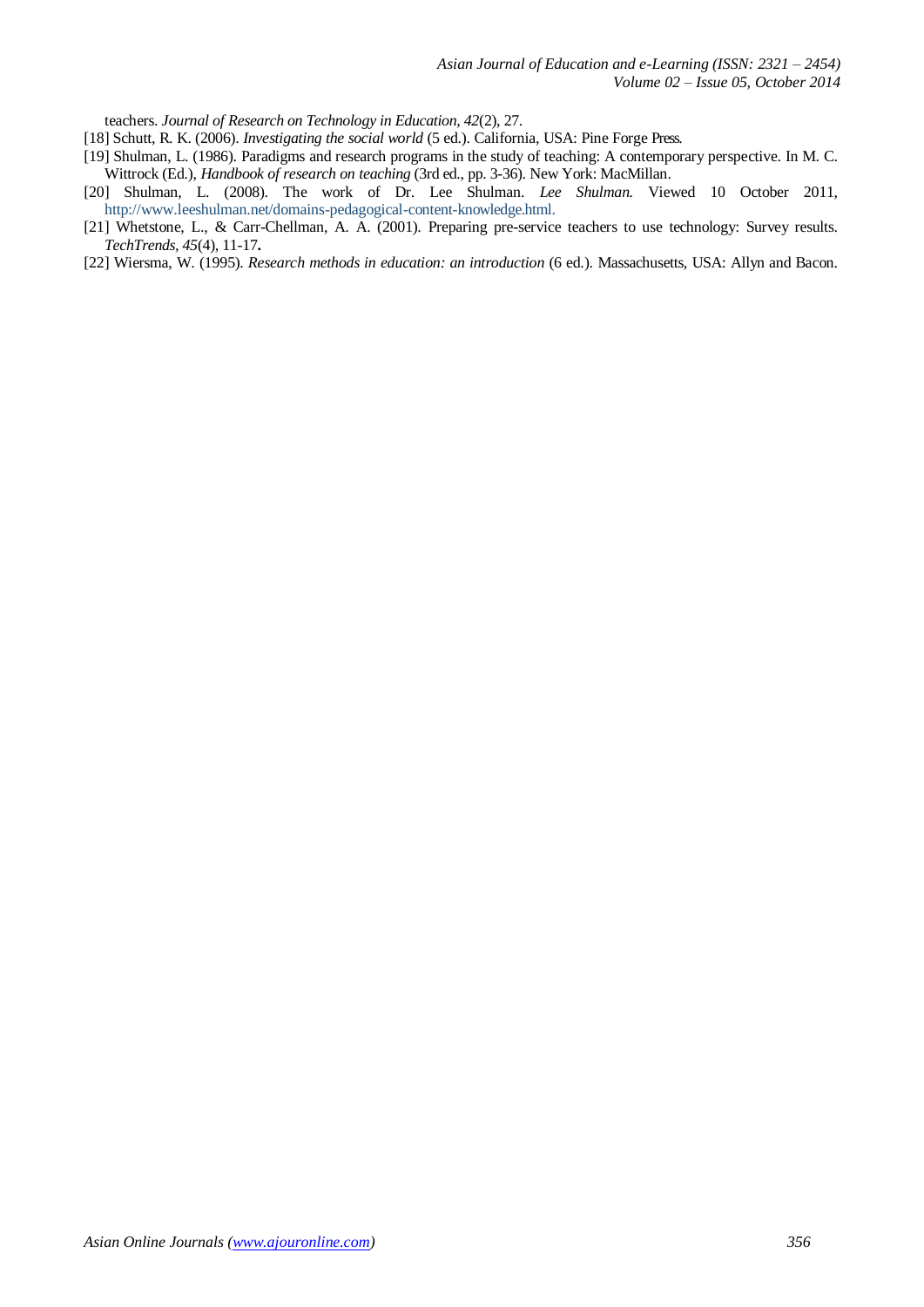teachers. *Journal of Research on Technology in Education, 42*(2), 27.

[18] Schutt, R. K. (2006). *Investigating the social world* (5 ed.). California, USA: Pine Forge Press.

[19] Shulman, L. (1986). Paradigms and research programs in the study of teaching: A contemporary perspective. In M. C. Wittrock (Ed.), *Handbook of research on teaching* (3rd ed., pp. 3-36). New York: MacMillan.

[20] Shulman, L. (2008). The work of Dr. Lee Shulman. *Lee Shulman.* Viewed 10 October 2011, http://www.leeshulman.net/domains-pedagogical-content-knowledge.html.

[21] Whetstone, L., & Carr-Chellman, A. A. (2001). Preparing pre-service teachers to use technology: Survey results. *TechTrends, 45*(4), 11-17**.**

[22] Wiersma, W. (1995). *Research methods in education: an introduction* (6 ed.). Massachusetts, USA: Allyn and Bacon.